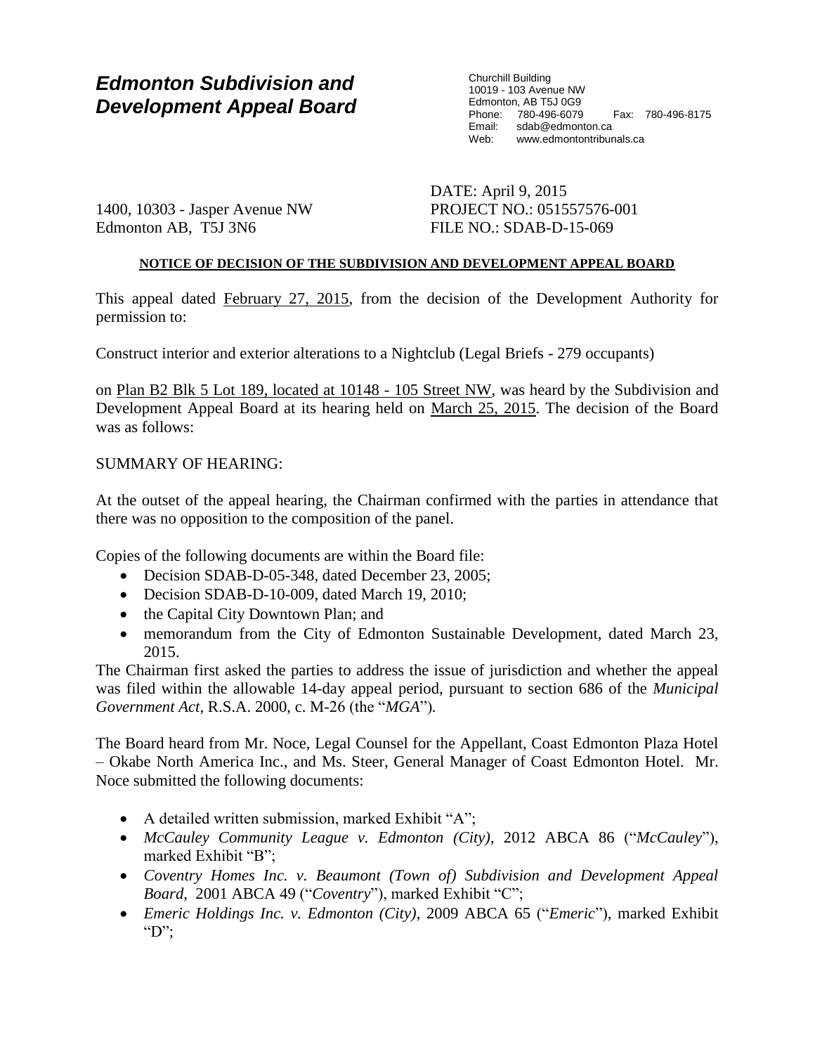# *Edmonton Subdivision and Development Appeal Board*

Churchill Building
10019 - 103 Avenue NW
Edmonton, AB T5J 0G9
Phone: 780-496-6079 Fax: 780-496-8175
Email: sdab@edmonton.ca
Web: www.edmontontribunals.ca

1400, 10303 - Jasper Avenue NW
Edmonton AB, T5J 3N6

DATE: April 9, 2015
PROJECT NO.: 051557576-001
FILE NO.: SDAB-D-15-069

**NOTICE OF DECISION OF THE SUBDIVISION AND DEVELOPMENT APPEAL BOARD**

This appeal dated February 27, 2015, from the decision of the Development Authority for permission to:

Construct interior and exterior alterations to a Nightclub (Legal Briefs - 279 occupants)

on Plan B2 Blk 5 Lot 189, located at 10148 - 105 Street NW, was heard by the Subdivision and Development Appeal Board at its hearing held on March 25, 2015. The decision of the Board was as follows:

SUMMARY OF HEARING:

At the outset of the appeal hearing, the Chairman confirmed with the parties in attendance that there was no opposition to the composition of the panel.

Copies of the following documents are within the Board file:

- Decision SDAB-D-05-348, dated December 23, 2005;
- Decision SDAB-D-10-009, dated March 19, 2010;
- the Capital City Downtown Plan; and
- memorandum from the City of Edmonton Sustainable Development, dated March 23, 2015.

The Chairman first asked the parties to address the issue of jurisdiction and whether the appeal was filed within the allowable 14-day appeal period, pursuant to section 686 of the *Municipal Government Act*, R.S.A. 2000, c. M-26 (the "*MGA*").

The Board heard from Mr. Noce, Legal Counsel for the Appellant, Coast Edmonton Plaza Hotel – Okabe North America Inc., and Ms. Steer, General Manager of Coast Edmonton Hotel. Mr. Noce submitted the following documents:

- A detailed written submission, marked Exhibit "A";
- *McCauley Community League v. Edmonton (City)*, 2012 ABCA 86 ("*McCauley*"), marked Exhibit "B";
- *Coventry Homes Inc. v. Beaumont (Town of) Subdivision and Development Appeal Board*, 2001 ABCA 49 ("*Coventry*"), marked Exhibit "C";
- *Emeric Holdings Inc. v. Edmonton (City)*, 2009 ABCA 65 ("*Emeric*"), marked Exhibit "D";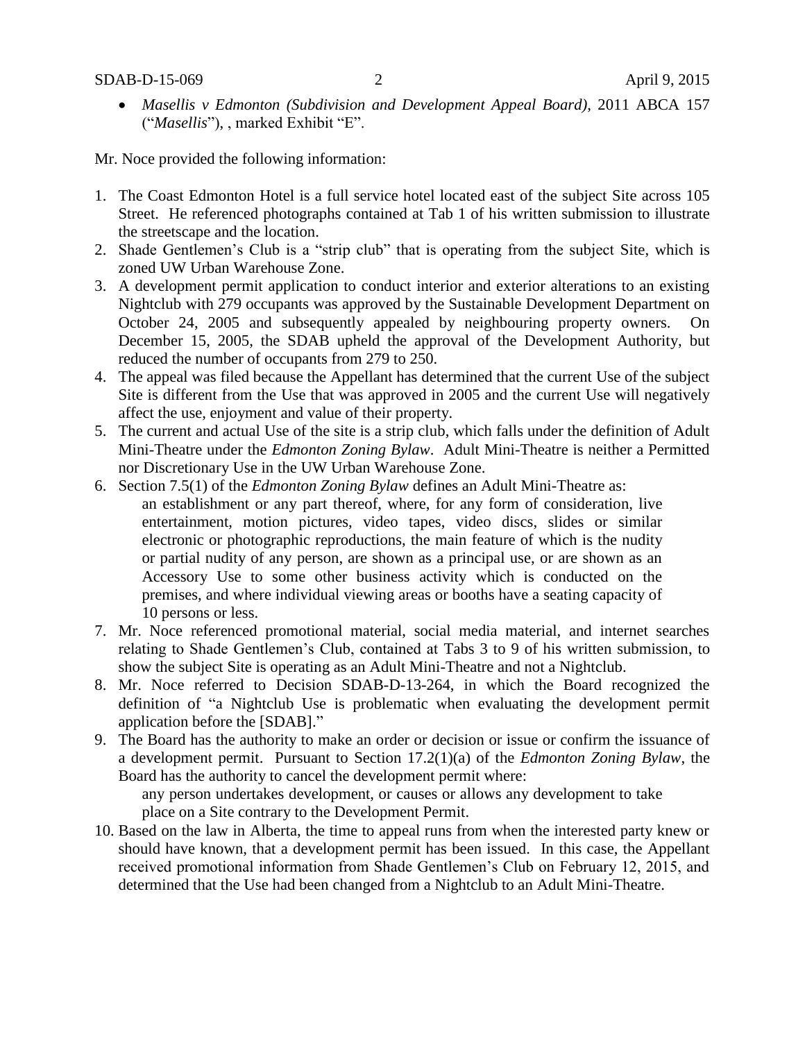- *Masellis v Edmonton (Subdivision and Development Appeal Board)*, 2011 ABCA 157 ("*Masellis*"), , marked Exhibit "E".

Mr. Noce provided the following information:

1. The Coast Edmonton Hotel is a full service hotel located east of the subject Site across 105 Street. He referenced photographs contained at Tab 1 of his written submission to illustrate the streetscape and the location.
2. Shade Gentlemen's Club is a "strip club" that is operating from the subject Site, which is zoned UW Urban Warehouse Zone.
3. A development permit application to conduct interior and exterior alterations to an existing Nightclub with 279 occupants was approved by the Sustainable Development Department on October 24, 2005 and subsequently appealed by neighbouring property owners. On December 15, 2005, the SDAB upheld the approval of the Development Authority, but reduced the number of occupants from 279 to 250.
4. The appeal was filed because the Appellant has determined that the current Use of the subject Site is different from the Use that was approved in 2005 and the current Use will negatively affect the use, enjoyment and value of their property.
5. The current and actual Use of the site is a strip club, which falls under the definition of Adult Mini-Theatre under the *Edmonton Zoning Bylaw*. Adult Mini-Theatre is neither a Permitted nor Discretionary Use in the UW Urban Warehouse Zone.
6. Section 7.5(1) of the *Edmonton Zoning Bylaw* defines an Adult Mini-Theatre as:

   an establishment or any part thereof, where, for any form of consideration, live entertainment, motion pictures, video tapes, video discs, slides or similar electronic or photographic reproductions, the main feature of which is the nudity or partial nudity of any person, are shown as a principal use, or are shown as an Accessory Use to some other business activity which is conducted on the premises, and where individual viewing areas or booths have a seating capacity of 10 persons or less.
7. Mr. Noce referenced promotional material, social media material, and internet searches relating to Shade Gentlemen's Club, contained at Tabs 3 to 9 of his written submission, to show the subject Site is operating as an Adult Mini-Theatre and not a Nightclub.
8. Mr. Noce referred to Decision SDAB-D-13-264, in which the Board recognized the definition of "a Nightclub Use is problematic when evaluating the development permit application before the [SDAB]."
9. The Board has the authority to make an order or decision or issue or confirm the issuance of a development permit. Pursuant to Section 17.2(1)(a) of the *Edmonton Zoning Bylaw*, the Board has the authority to cancel the development permit where:

   any person undertakes development, or causes or allows any development to take place on a Site contrary to the Development Permit.
10. Based on the law in Alberta, the time to appeal runs from when the interested party knew or should have known, that a development permit has been issued. In this case, the Appellant received promotional information from Shade Gentlemen's Club on February 12, 2015, and determined that the Use had been changed from a Nightclub to an Adult Mini-Theatre.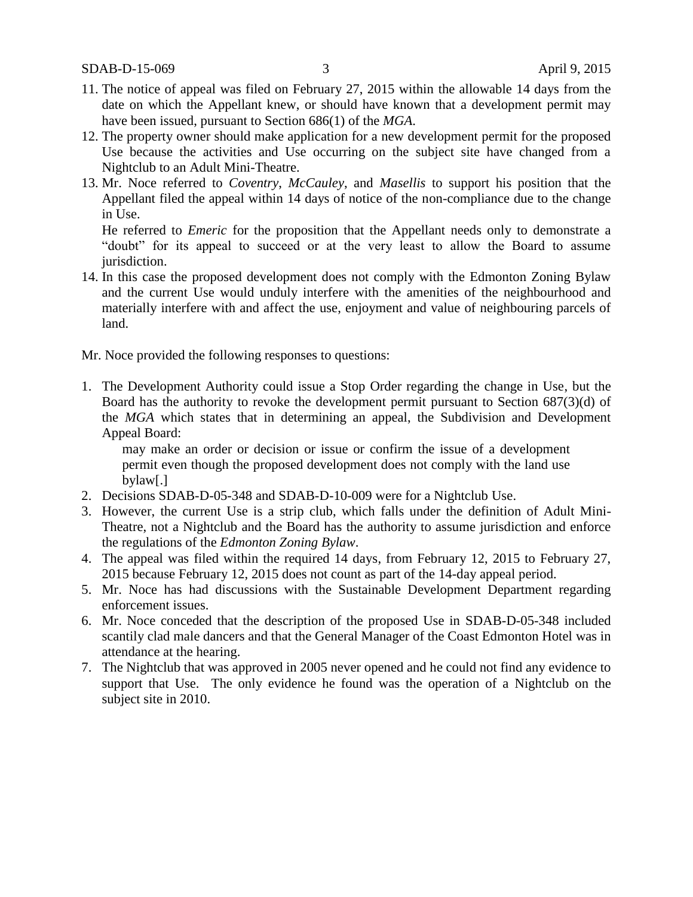11. The notice of appeal was filed on February 27, 2015 within the allowable 14 days from the date on which the Appellant knew, or should have known that a development permit may have been issued, pursuant to Section 686(1) of the *MGA*.
12. The property owner should make application for a new development permit for the proposed Use because the activities and Use occurring on the subject site have changed from a Nightclub to an Adult Mini-Theatre.
13. Mr. Noce referred to *Coventry*, *McCauley*, and *Masellis* to support his position that the Appellant filed the appeal within 14 days of notice of the non-compliance due to the change in Use.

    He referred to *Emeric* for the proposition that the Appellant needs only to demonstrate a "doubt" for its appeal to succeed or at the very least to allow the Board to assume jurisdiction.
14. In this case the proposed development does not comply with the Edmonton Zoning Bylaw and the current Use would unduly interfere with the amenities of the neighbourhood and materially interfere with and affect the use, enjoyment and value of neighbouring parcels of land.

Mr. Noce provided the following responses to questions:

1. The Development Authority could issue a Stop Order regarding the change in Use, but the Board has the authority to revoke the development permit pursuant to Section 687(3)(d) of the *MGA* which states that in determining an appeal, the Subdivision and Development Appeal Board:

    may make an order or decision or issue or confirm the issue of a development permit even though the proposed development does not comply with the land use bylaw[.]
2. Decisions SDAB-D-05-348 and SDAB-D-10-009 were for a Nightclub Use.
3. However, the current Use is a strip club, which falls under the definition of Adult Mini-Theatre, not a Nightclub and the Board has the authority to assume jurisdiction and enforce the regulations of the *Edmonton Zoning Bylaw*.
4. The appeal was filed within the required 14 days, from February 12, 2015 to February 27, 2015 because February 12, 2015 does not count as part of the 14-day appeal period.
5. Mr. Noce has had discussions with the Sustainable Development Department regarding enforcement issues.
6. Mr. Noce conceded that the description of the proposed Use in SDAB-D-05-348 included scantily clad male dancers and that the General Manager of the Coast Edmonton Hotel was in attendance at the hearing.
7. The Nightclub that was approved in 2005 never opened and he could not find any evidence to support that Use. The only evidence he found was the operation of a Nightclub on the subject site in 2010.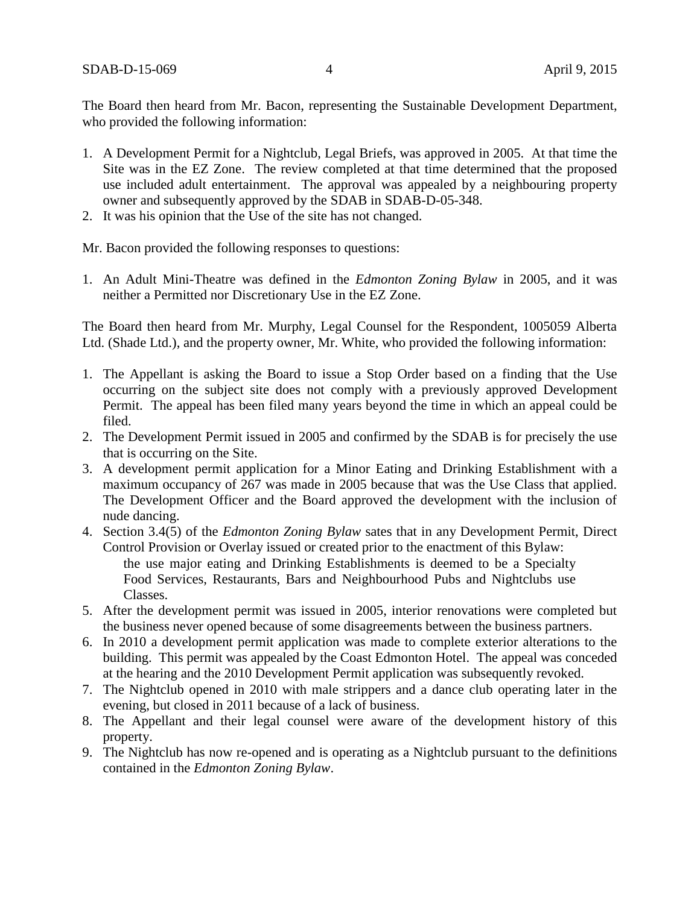The Board then heard from Mr. Bacon, representing the Sustainable Development Department, who provided the following information:

1. A Development Permit for a Nightclub, Legal Briefs, was approved in 2005. At that time the Site was in the EZ Zone. The review completed at that time determined that the proposed use included adult entertainment. The approval was appealed by a neighbouring property owner and subsequently approved by the SDAB in SDAB-D-05-348.
2. It was his opinion that the Use of the site has not changed.

Mr. Bacon provided the following responses to questions:

1. An Adult Mini-Theatre was defined in the *Edmonton Zoning Bylaw* in 2005, and it was neither a Permitted nor Discretionary Use in the EZ Zone.

The Board then heard from Mr. Murphy, Legal Counsel for the Respondent, 1005059 Alberta Ltd. (Shade Ltd.), and the property owner, Mr. White, who provided the following information:

1. The Appellant is asking the Board to issue a Stop Order based on a finding that the Use occurring on the subject site does not comply with a previously approved Development Permit. The appeal has been filed many years beyond the time in which an appeal could be filed.
2. The Development Permit issued in 2005 and confirmed by the SDAB is for precisely the use that is occurring on the Site.
3. A development permit application for a Minor Eating and Drinking Establishment with a maximum occupancy of 267 was made in 2005 because that was the Use Class that applied. The Development Officer and the Board approved the development with the inclusion of nude dancing.
4. Section 3.4(5) of the *Edmonton Zoning Bylaw* sates that in any Development Permit, Direct Control Provision or Overlay issued or created prior to the enactment of this Bylaw:

   the use major eating and Drinking Establishments is deemed to be a Specialty Food Services, Restaurants, Bars and Neighbourhood Pubs and Nightclubs use Classes.
5. After the development permit was issued in 2005, interior renovations were completed but the business never opened because of some disagreements between the business partners.
6. In 2010 a development permit application was made to complete exterior alterations to the building. This permit was appealed by the Coast Edmonton Hotel. The appeal was conceded at the hearing and the 2010 Development Permit application was subsequently revoked.
7. The Nightclub opened in 2010 with male strippers and a dance club operating later in the evening, but closed in 2011 because of a lack of business.
8. The Appellant and their legal counsel were aware of the development history of this property.
9. The Nightclub has now re-opened and is operating as a Nightclub pursuant to the definitions contained in the *Edmonton Zoning Bylaw*.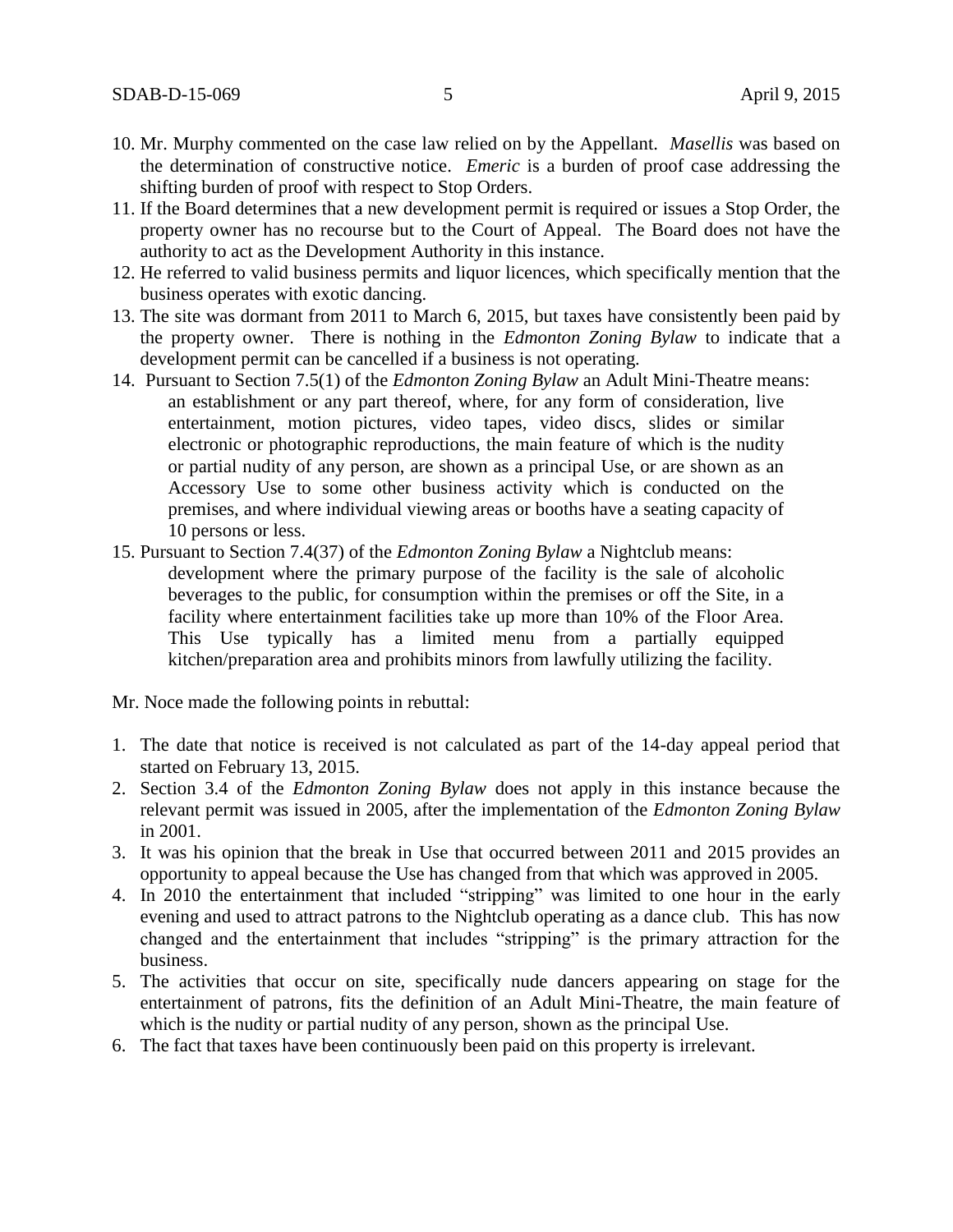10. Mr. Murphy commented on the case law relied on by the Appellant. *Masellis* was based on the determination of constructive notice. *Emeric* is a burden of proof case addressing the shifting burden of proof with respect to Stop Orders.
11. If the Board determines that a new development permit is required or issues a Stop Order, the property owner has no recourse but to the Court of Appeal. The Board does not have the authority to act as the Development Authority in this instance.
12. He referred to valid business permits and liquor licences, which specifically mention that the business operates with exotic dancing.
13. The site was dormant from 2011 to March 6, 2015, but taxes have consistently been paid by the property owner. There is nothing in the *Edmonton Zoning Bylaw* to indicate that a development permit can be cancelled if a business is not operating.
14. Pursuant to Section 7.5(1) of the *Edmonton Zoning Bylaw* an Adult Mini-Theatre means:

    an establishment or any part thereof, where, for any form of consideration, live entertainment, motion pictures, video tapes, video discs, slides or similar electronic or photographic reproductions, the main feature of which is the nudity or partial nudity of any person, are shown as a principal Use, or are shown as an Accessory Use to some other business activity which is conducted on the premises, and where individual viewing areas or booths have a seating capacity of 10 persons or less.

15. Pursuant to Section 7.4(37) of the *Edmonton Zoning Bylaw* a Nightclub means:

    development where the primary purpose of the facility is the sale of alcoholic beverages to the public, for consumption within the premises or off the Site, in a facility where entertainment facilities take up more than 10% of the Floor Area. This Use typically has a limited menu from a partially equipped kitchen/preparation area and prohibits minors from lawfully utilizing the facility.

Mr. Noce made the following points in rebuttal:

1. The date that notice is received is not calculated as part of the 14-day appeal period that started on February 13, 2015.
2. Section 3.4 of the *Edmonton Zoning Bylaw* does not apply in this instance because the relevant permit was issued in 2005, after the implementation of the *Edmonton Zoning Bylaw* in 2001.
3. It was his opinion that the break in Use that occurred between 2011 and 2015 provides an opportunity to appeal because the Use has changed from that which was approved in 2005.
4. In 2010 the entertainment that included "stripping" was limited to one hour in the early evening and used to attract patrons to the Nightclub operating as a dance club. This has now changed and the entertainment that includes "stripping" is the primary attraction for the business.
5. The activities that occur on site, specifically nude dancers appearing on stage for the entertainment of patrons, fits the definition of an Adult Mini-Theatre, the main feature of which is the nudity or partial nudity of any person, shown as the principal Use.
6. The fact that taxes have been continuously been paid on this property is irrelevant.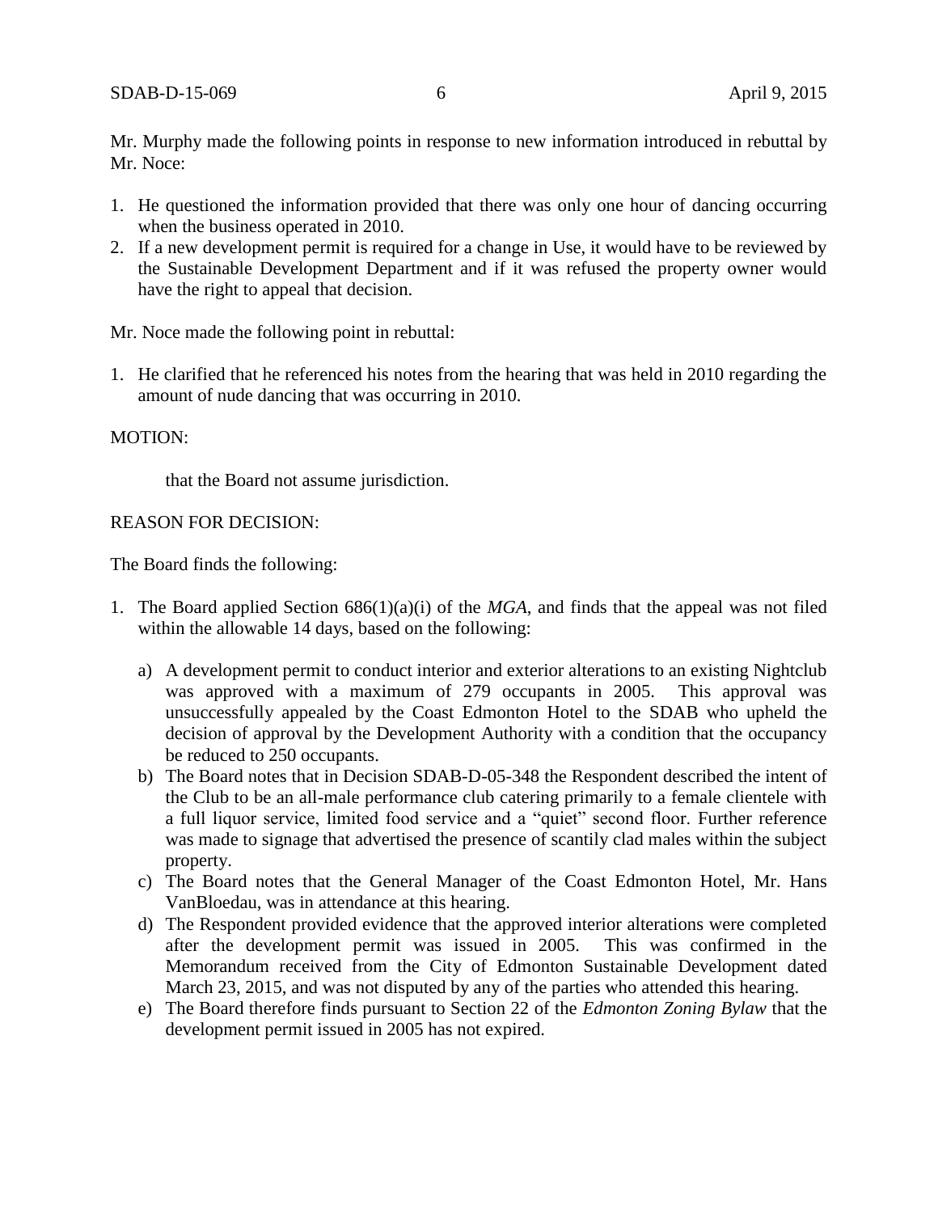Mr. Murphy made the following points in response to new information introduced in rebuttal by Mr. Noce:

1. He questioned the information provided that there was only one hour of dancing occurring when the business operated in 2010.
2. If a new development permit is required for a change in Use, it would have to be reviewed by the Sustainable Development Department and if it was refused the property owner would have the right to appeal that decision.

Mr. Noce made the following point in rebuttal:

1. He clarified that he referenced his notes from the hearing that was held in 2010 regarding the amount of nude dancing that was occurring in 2010.

MOTION:

> that the Board not assume jurisdiction.

REASON FOR DECISION:

The Board finds the following:

1. The Board applied Section 686(1)(a)(i) of the *MGA*, and finds that the appeal was not filed within the allowable 14 days, based on the following:

   a) A development permit to conduct interior and exterior alterations to an existing Nightclub was approved with a maximum of 279 occupants in 2005. This approval was unsuccessfully appealed by the Coast Edmonton Hotel to the SDAB who upheld the decision of approval by the Development Authority with a condition that the occupancy be reduced to 250 occupants.

   b) The Board notes that in Decision SDAB-D-05-348 the Respondent described the intent of the Club to be an all-male performance club catering primarily to a female clientele with a full liquor service, limited food service and a "quiet" second floor. Further reference was made to signage that advertised the presence of scantily clad males within the subject property.

   c) The Board notes that the General Manager of the Coast Edmonton Hotel, Mr. Hans VanBloedau, was in attendance at this hearing.

   d) The Respondent provided evidence that the approved interior alterations were completed after the development permit was issued in 2005. This was confirmed in the Memorandum received from the City of Edmonton Sustainable Development dated March 23, 2015, and was not disputed by any of the parties who attended this hearing.

   e) The Board therefore finds pursuant to Section 22 of the *Edmonton Zoning Bylaw* that the development permit issued in 2005 has not expired.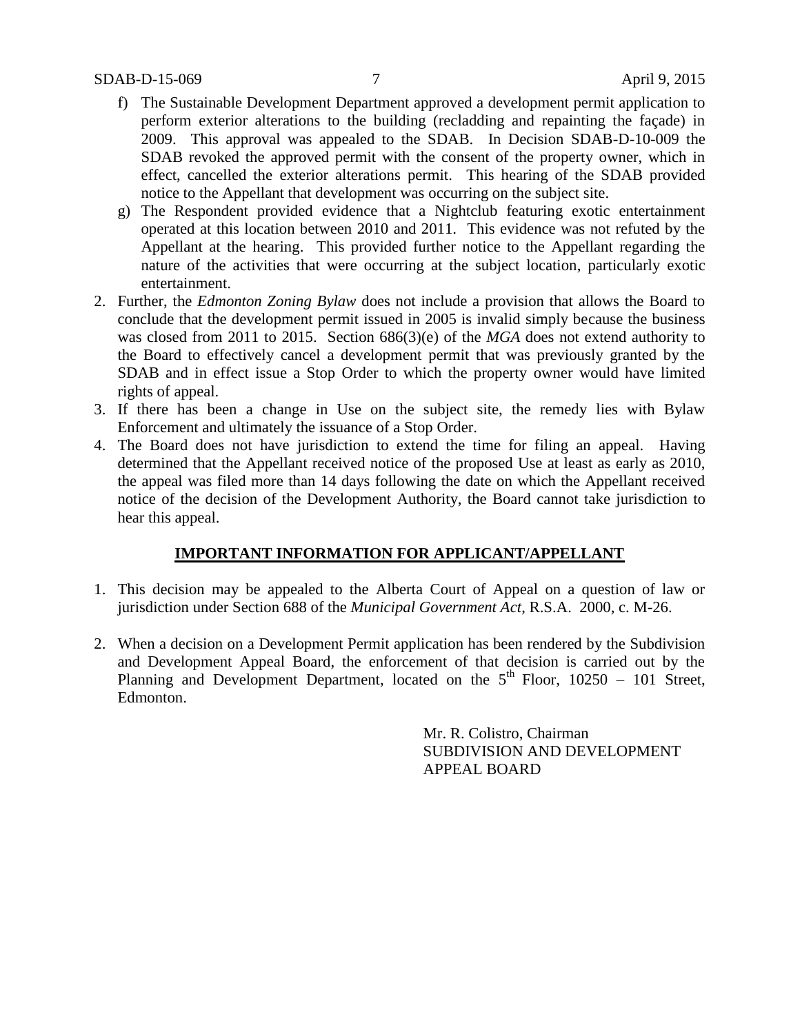f) The Sustainable Development Department approved a development permit application to perform exterior alterations to the building (recladding and repainting the façade) in 2009. This approval was appealed to the SDAB. In Decision SDAB-D-10-009 the SDAB revoked the approved permit with the consent of the property owner, which in effect, cancelled the exterior alterations permit. This hearing of the SDAB provided notice to the Appellant that development was occurring on the subject site.

g) The Respondent provided evidence that a Nightclub featuring exotic entertainment operated at this location between 2010 and 2011. This evidence was not refuted by the Appellant at the hearing. This provided further notice to the Appellant regarding the nature of the activities that were occurring at the subject location, particularly exotic entertainment.

2. Further, the *Edmonton Zoning Bylaw* does not include a provision that allows the Board to conclude that the development permit issued in 2005 is invalid simply because the business was closed from 2011 to 2015. Section 686(3)(e) of the *MGA* does not extend authority to the Board to effectively cancel a development permit that was previously granted by the SDAB and in effect issue a Stop Order to which the property owner would have limited rights of appeal.
3. If there has been a change in Use on the subject site, the remedy lies with Bylaw Enforcement and ultimately the issuance of a Stop Order.
4. The Board does not have jurisdiction to extend the time for filing an appeal. Having determined that the Appellant received notice of the proposed Use at least as early as 2010, the appeal was filed more than 14 days following the date on which the Appellant received notice of the decision of the Development Authority, the Board cannot take jurisdiction to hear this appeal.

## IMPORTANT INFORMATION FOR APPLICANT/APPELLANT

1. This decision may be appealed to the Alberta Court of Appeal on a question of law or jurisdiction under Section 688 of the *Municipal Government Act*, R.S.A. 2000, c. M-26.

2. When a decision on a Development Permit application has been rendered by the Subdivision and Development Appeal Board, the enforcement of that decision is carried out by the Planning and Development Department, located on the 5th Floor, 10250 – 101 Street, Edmonton.

Mr. R. Colistro, Chairman
SUBDIVISION AND DEVELOPMENT
APPEAL BOARD